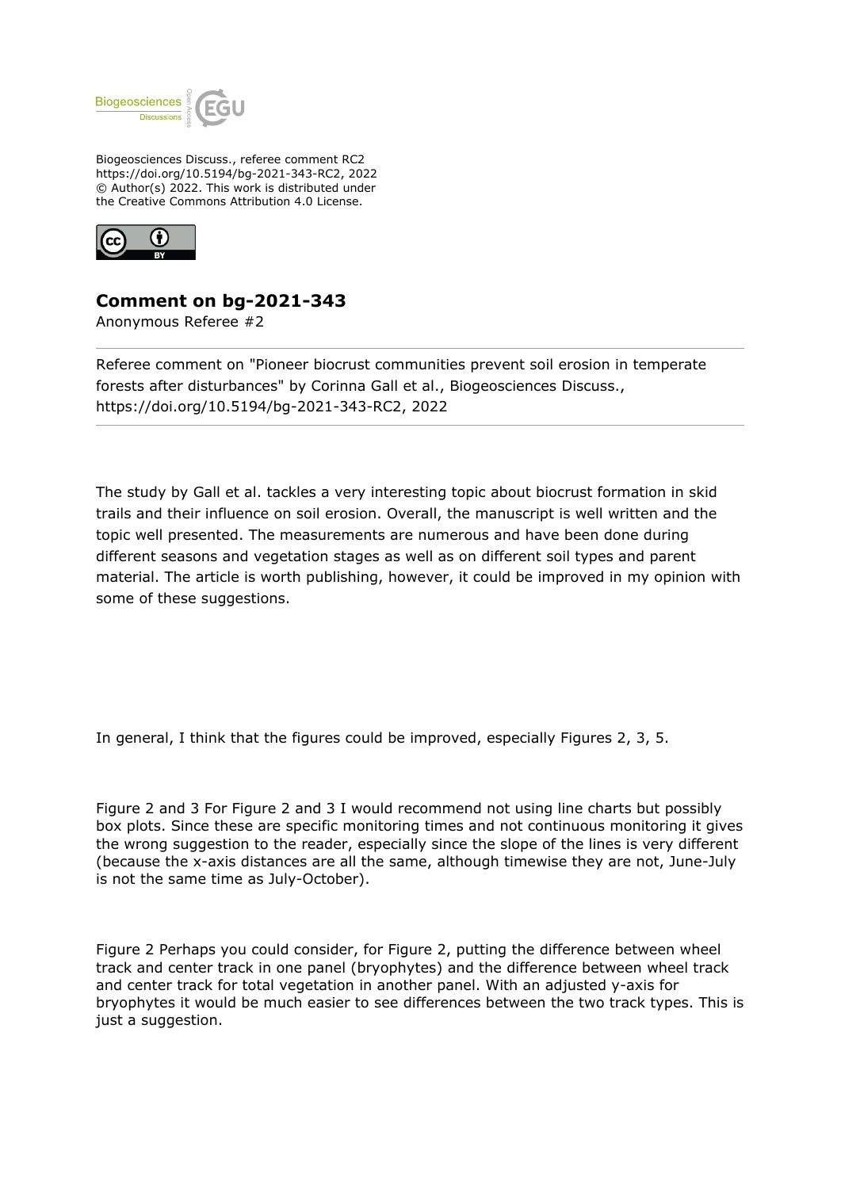Biogeosciences Discuss., referee comment RC2
https://doi.org/10.5194/bg-2021-343-RC2, 2022
© Author(s) 2022. This work is distributed under
the Creative Commons Attribution 4.0 License.

## Comment on bg-2021-343

Anonymous Referee #2

Referee comment on "Pioneer biocrust communities prevent soil erosion in temperate forests after disturbances" by Corinna Gall et al., Biogeosciences Discuss., https://doi.org/10.5194/bg-2021-343-RC2, 2022

---

The study by Gall et al. tackles a very interesting topic about biocrust formation in skid trails and their influence on soil erosion. Overall, the manuscript is well written and the topic well presented. The measurements are numerous and have been done during different seasons and vegetation stages as well as on different soil types and parent material. The article is worth publishing, however, it could be improved in my opinion with some of these suggestions.

In general, I think that the figures could be improved, especially Figures 2, 3, 5.

Figure 2 and 3 For Figure 2 and 3 I would recommend not using line charts but possibly box plots. Since these are specific monitoring times and not continuous monitoring it gives the wrong suggestion to the reader, especially since the slope of the lines is very different (because the x-axis distances are all the same, although timewise they are not, June-July is not the same time as July-October).

Figure 2 Perhaps you could consider, for Figure 2, putting the difference between wheel track and center track in one panel (bryophytes) and the difference between wheel track and center track for total vegetation in another panel. With an adjusted y-axis for bryophytes it would be much easier to see differences between the two track types. This is just a suggestion.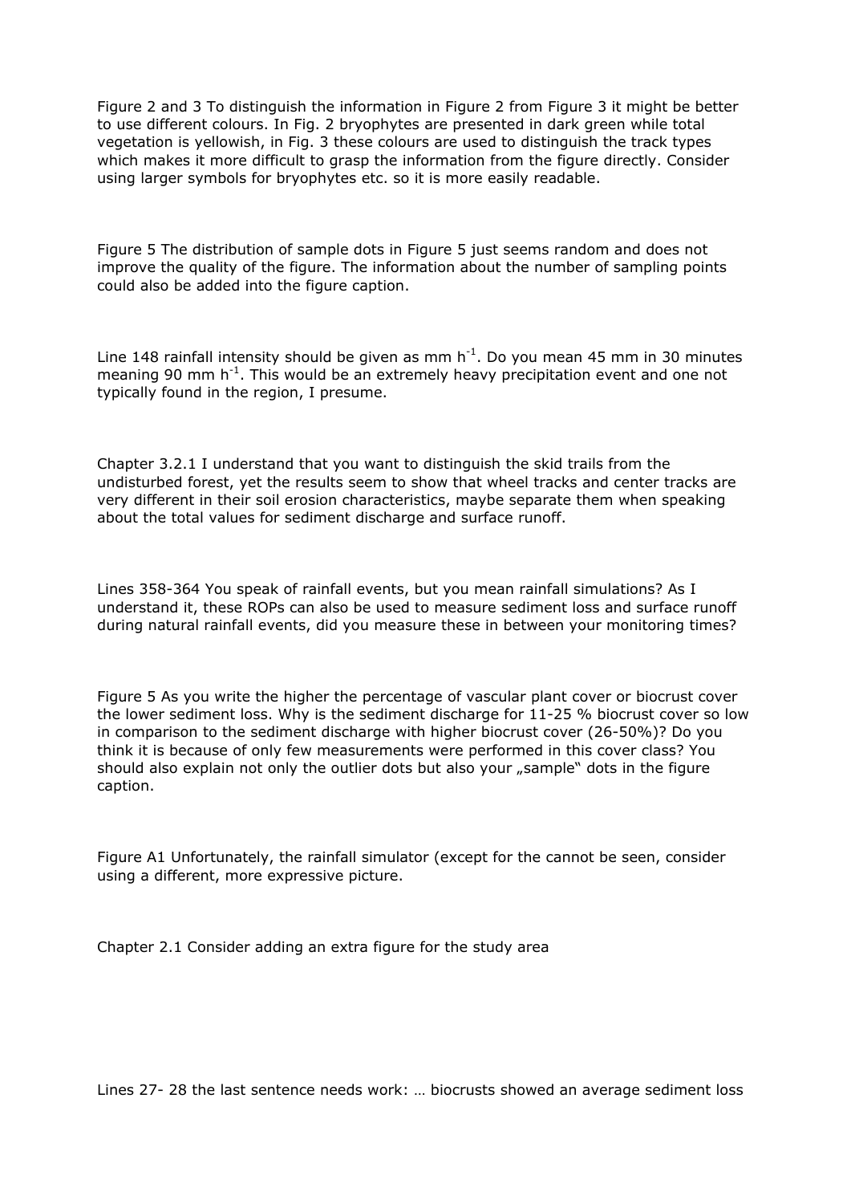Figure 2 and 3 To distinguish the information in Figure 2 from Figure 3 it might be better to use different colours. In Fig. 2 bryophytes are presented in dark green while total vegetation is yellowish, in Fig. 3 these colours are used to distinguish the track types which makes it more difficult to grasp the information from the figure directly. Consider using larger symbols for bryophytes etc. so it is more easily readable.

Figure 5 The distribution of sample dots in Figure 5 just seems random and does not improve the quality of the figure. The information about the number of sampling points could also be added into the figure caption.

Line 148 rainfall intensity should be given as mm $h^{-1}$. Do you mean 45 mm in 30 minutes meaning 90 mm $h^{-1}$. This would be an extremely heavy precipitation event and one not typically found in the region, I presume.

Chapter 3.2.1 I understand that you want to distinguish the skid trails from the undisturbed forest, yet the results seem to show that wheel tracks and center tracks are very different in their soil erosion characteristics, maybe separate them when speaking about the total values for sediment discharge and surface runoff.

Lines 358-364 You speak of rainfall events, but you mean rainfall simulations? As I understand it, these ROPs can also be used to measure sediment loss and surface runoff during natural rainfall events, did you measure these in between your monitoring times?

Figure 5 As you write the higher the percentage of vascular plant cover or biocrust cover the lower sediment loss. Why is the sediment discharge for 11-25 % biocrust cover so low in comparison to the sediment discharge with higher biocrust cover (26-50%)? Do you think it is because of only few measurements were performed in this cover class? You should also explain not only the outlier dots but also your „sample" dots in the figure caption.

Figure A1 Unfortunately, the rainfall simulator (except for the cannot be seen, consider using a different, more expressive picture.

Chapter 2.1 Consider adding an extra figure for the study area

Lines 27- 28 the last sentence needs work: … biocrusts showed an average sediment loss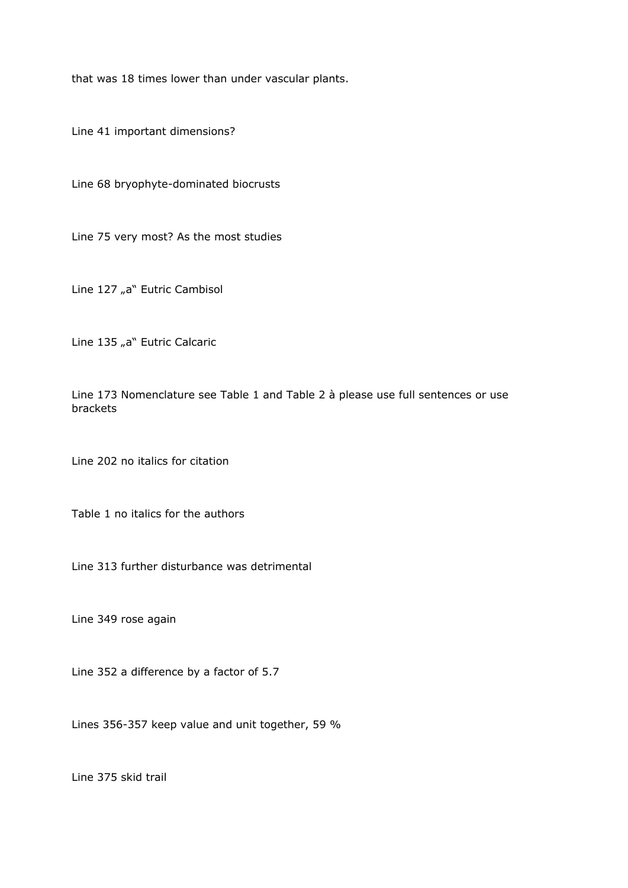that was 18 times lower than under vascular plants.

Line 41 important dimensions?

Line 68 bryophyte-dominated biocrusts

Line 75 very most? As the most studies

Line 127 „a" Eutric Cambisol

Line 135 „a" Eutric Calcaric

Line 173 Nomenclature see Table 1 and Table 2 à please use full sentences or use brackets

Line 202 no italics for citation

Table 1 no italics for the authors

Line 313 further disturbance was detrimental

Line 349 rose again

Line 352 a difference by a factor of 5.7

Lines 356-357 keep value and unit together, 59 %

Line 375 skid trail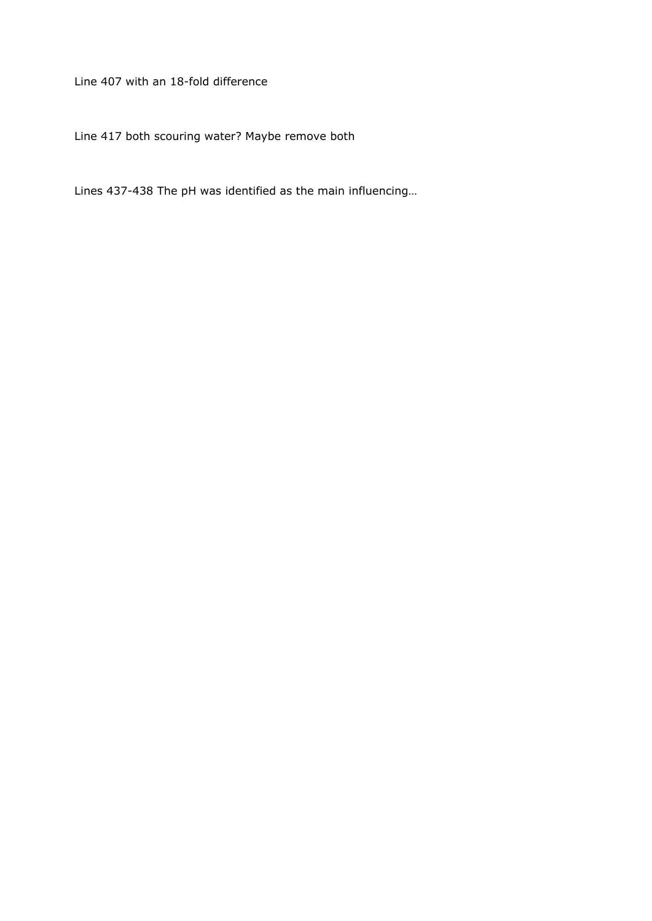Line 407 with an 18-fold difference

Line 417 both scouring water? Maybe remove both

Lines 437-438 The pH was identified as the main influencing…